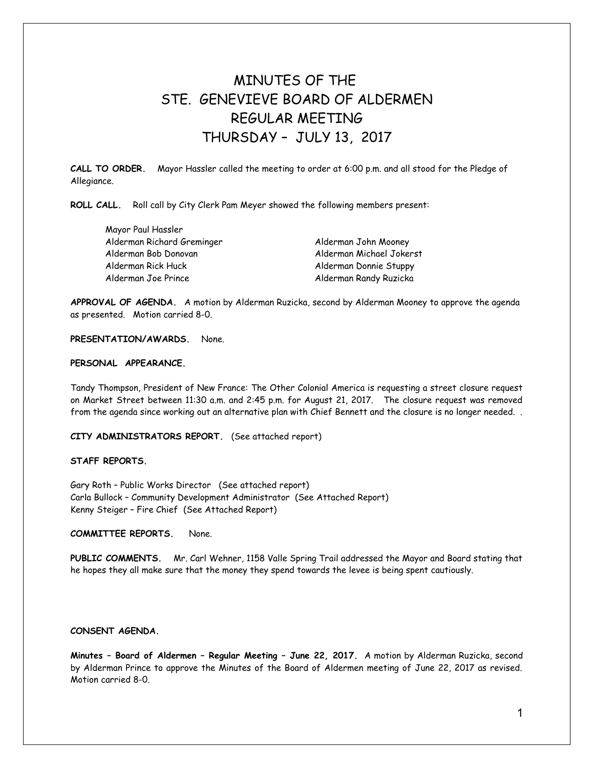# MINUTES OF THE STE. GENEVIEVE BOARD OF ALDERMEN REGULAR MEETING THURSDAY – JULY 13, 2017

**CALL TO ORDER.** Mayor Hassler called the meeting to order at 6:00 p.m. and all stood for the Pledge of Allegiance.

**ROLL CALL.** Roll call by City Clerk Pam Meyer showed the following members present:

Mayor Paul Hassler
Alderman Richard Greminger
Alderman Bob Donovan
Alderman Rick Huck
Alderman Joe Prince
Alderman John Mooney
Alderman Michael Jokerst
Alderman Donnie Stuppy
Alderman Randy Ruzicka

**APPROVAL OF AGENDA.** A motion by Alderman Ruzicka, second by Alderman Mooney to approve the agenda as presented. Motion carried 8-0.

**PRESENTATION/AWARDS.** None.

**PERSONAL APPEARANCE.**

Tandy Thompson, President of New France: The Other Colonial America is requesting a street closure request on Market Street between 11:30 a.m. and 2:45 p.m. for August 21, 2017. The closure request was removed from the agenda since working out an alternative plan with Chief Bennett and the closure is no longer needed. .

**CITY ADMINISTRATORS REPORT.** (See attached report)

**STAFF REPORTS.**

Gary Roth – Public Works Director (See attached report)
Carla Bullock – Community Development Administrator (See Attached Report)
Kenny Steiger – Fire Chief (See Attached Report)

**COMMITTEE REPORTS.** None.

**PUBLIC COMMENTS.** Mr. Carl Wehner, 1158 Valle Spring Trail addressed the Mayor and Board stating that he hopes they all make sure that the money they spend towards the levee is being spent cautiously.

**CONSENT AGENDA.**

**Minutes – Board of Aldermen – Regular Meeting – June 22, 2017.** A motion by Alderman Ruzicka, second by Alderman Prince to approve the Minutes of the Board of Aldermen meeting of June 22, 2017 as revised. Motion carried 8-0.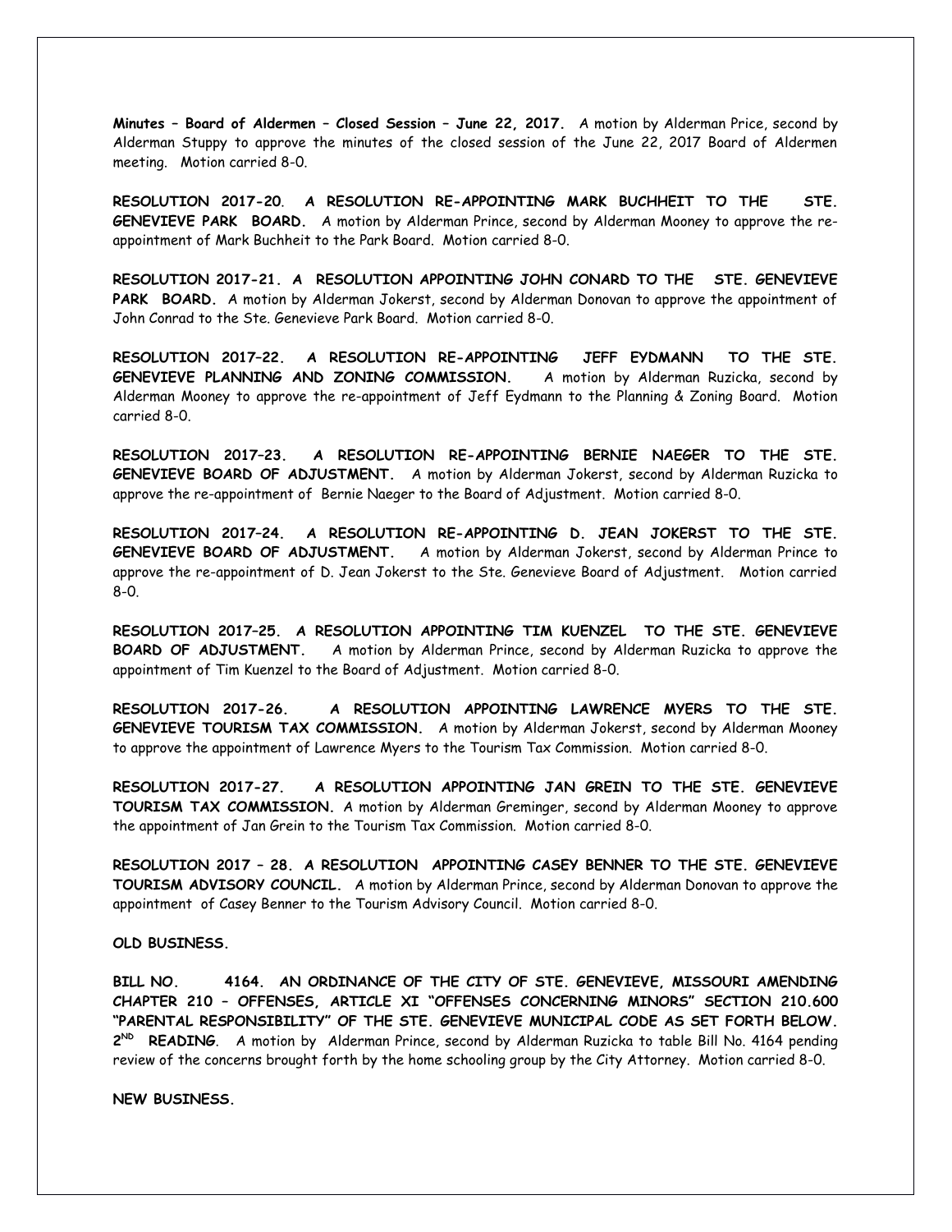**Minutes – Board of Aldermen – Closed Session – June 22, 2017.** A motion by Alderman Price, second by Alderman Stuppy to approve the minutes of the closed session of the June 22, 2017 Board of Aldermen meeting. Motion carried 8-0.

**RESOLUTION 2017-20. A RESOLUTION RE-APPOINTING MARK BUCHHEIT TO THE STE. GENEVIEVE PARK BOARD.** A motion by Alderman Prince, second by Alderman Mooney to approve the re-appointment of Mark Buchheit to the Park Board. Motion carried 8-0.

**RESOLUTION 2017-21. A RESOLUTION APPOINTING JOHN CONARD TO THE STE. GENEVIEVE PARK BOARD.** A motion by Alderman Jokerst, second by Alderman Donovan to approve the appointment of John Conrad to the Ste. Genevieve Park Board. Motion carried 8-0.

**RESOLUTION 2017–22. A RESOLUTION RE-APPOINTING JEFF EYDMANN TO THE STE. GENEVIEVE PLANNING AND ZONING COMMISSION.** A motion by Alderman Ruzicka, second by Alderman Mooney to approve the re-appointment of Jeff Eydmann to the Planning & Zoning Board. Motion carried 8-0.

**RESOLUTION 2017–23. A RESOLUTION RE-APPOINTING BERNIE NAEGER TO THE STE. GENEVIEVE BOARD OF ADJUSTMENT.** A motion by Alderman Jokerst, second by Alderman Ruzicka to approve the re-appointment of Bernie Naeger to the Board of Adjustment. Motion carried 8-0.

**RESOLUTION 2017–24. A RESOLUTION RE-APPOINTING D. JEAN JOKERST TO THE STE. GENEVIEVE BOARD OF ADJUSTMENT.** A motion by Alderman Jokerst, second by Alderman Prince to approve the re-appointment of D. Jean Jokerst to the Ste. Genevieve Board of Adjustment. Motion carried 8-0.

**RESOLUTION 2017–25. A RESOLUTION APPOINTING TIM KUENZEL TO THE STE. GENEVIEVE BOARD OF ADJUSTMENT.** A motion by Alderman Prince, second by Alderman Ruzicka to approve the appointment of Tim Kuenzel to the Board of Adjustment. Motion carried 8-0.

**RESOLUTION 2017-26. A RESOLUTION APPOINTING LAWRENCE MYERS TO THE STE. GENEVIEVE TOURISM TAX COMMISSION.** A motion by Alderman Jokerst, second by Alderman Mooney to approve the appointment of Lawrence Myers to the Tourism Tax Commission. Motion carried 8-0.

**RESOLUTION 2017-27. A RESOLUTION APPOINTING JAN GREIN TO THE STE. GENEVIEVE TOURISM TAX COMMISSION.** A motion by Alderman Greminger, second by Alderman Mooney to approve the appointment of Jan Grein to the Tourism Tax Commission. Motion carried 8-0.

**RESOLUTION 2017 – 28. A RESOLUTION APPOINTING CASEY BENNER TO THE STE. GENEVIEVE TOURISM ADVISORY COUNCIL.** A motion by Alderman Prince, second by Alderman Donovan to approve the appointment of Casey Benner to the Tourism Advisory Council. Motion carried 8-0.

**OLD BUSINESS.**

**BILL NO. 4164. AN ORDINANCE OF THE CITY OF STE. GENEVIEVE, MISSOURI AMENDING CHAPTER 210 – OFFENSES, ARTICLE XI "OFFENSES CONCERNING MINORS" SECTION 210.600 "PARENTAL RESPONSIBILITY" OF THE STE. GENEVIEVE MUNICIPAL CODE AS SET FORTH BELOW. 2ND READING.** A motion by Alderman Prince, second by Alderman Ruzicka to table Bill No. 4164 pending review of the concerns brought forth by the home schooling group by the City Attorney. Motion carried 8-0.

**NEW BUSINESS.**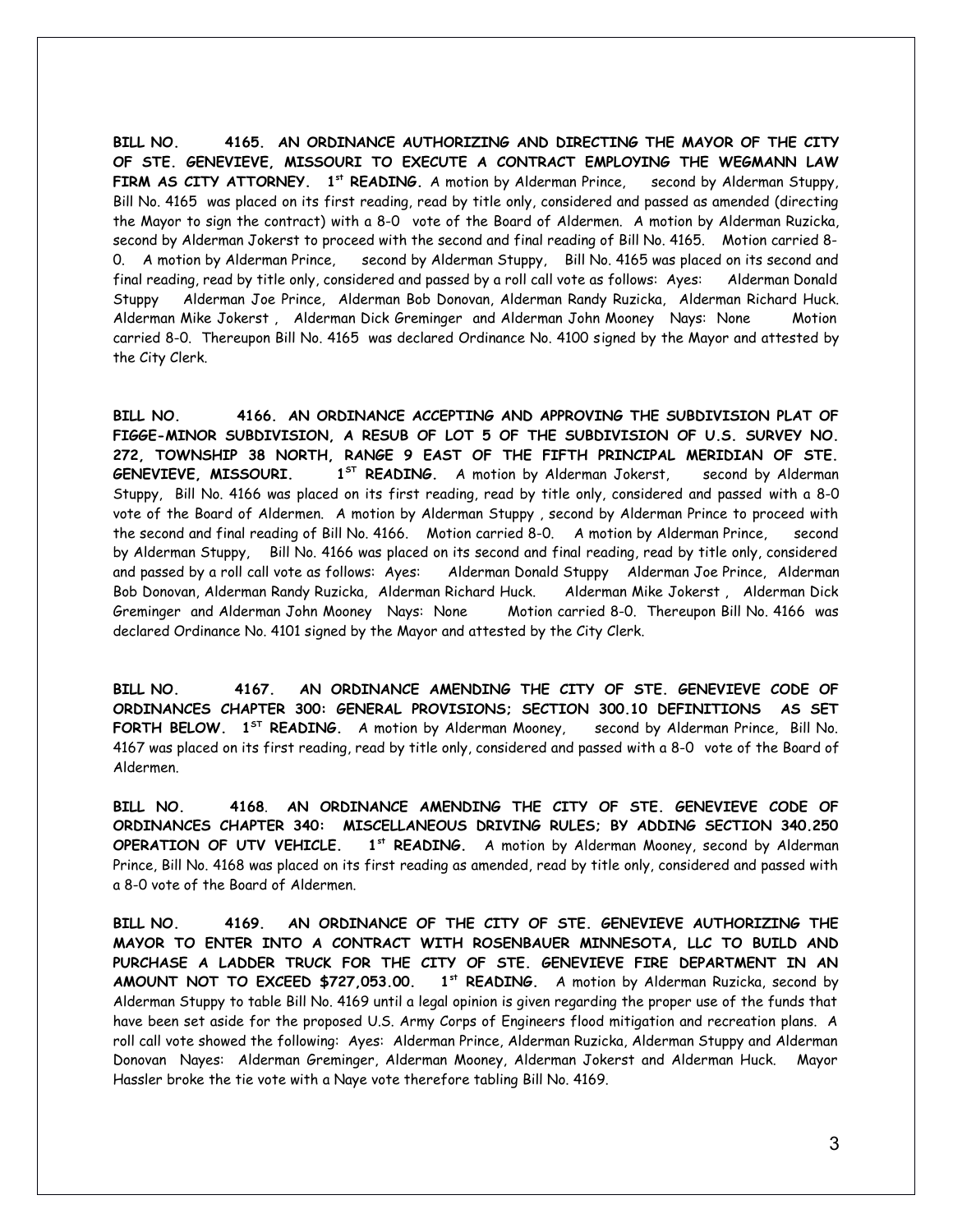**BILL NO. 4165. AN ORDINANCE AUTHORIZING AND DIRECTING THE MAYOR OF THE CITY OF STE. GENEVIEVE, MISSOURI TO EXECUTE A CONTRACT EMPLOYING THE WEGMANN LAW FIRM AS CITY ATTORNEY. 1st READING.** A motion by Alderman Prince, second by Alderman Stuppy, Bill No. 4165 was placed on its first reading, read by title only, considered and passed as amended (directing the Mayor to sign the contract) with a 8-0 vote of the Board of Aldermen. A motion by Alderman Ruzicka, second by Alderman Jokerst to proceed with the second and final reading of Bill No. 4165. Motion carried 8-0. A motion by Alderman Prince, second by Alderman Stuppy, Bill No. 4165 was placed on its second and final reading, read by title only, considered and passed by a roll call vote as follows: Ayes: Alderman Donald Stuppy Alderman Joe Prince, Alderman Bob Donovan, Alderman Randy Ruzicka, Alderman Richard Huck. Alderman Mike Jokerst , Alderman Dick Greminger and Alderman John Mooney Nays: None Motion carried 8-0. Thereupon Bill No. 4165 was declared Ordinance No. 4100 signed by the Mayor and attested by the City Clerk.

**BILL NO. 4166. AN ORDINANCE ACCEPTING AND APPROVING THE SUBDIVISION PLAT OF FIGGE-MINOR SUBDIVISION, A RESUB OF LOT 5 OF THE SUBDIVISION OF U.S. SURVEY NO. 272, TOWNSHIP 38 NORTH, RANGE 9 EAST OF THE FIFTH PRINCIPAL MERIDIAN OF STE. GENEVIEVE, MISSOURI. 1ST READING.** A motion by Alderman Jokerst, second by Alderman Stuppy, Bill No. 4166 was placed on its first reading, read by title only, considered and passed with a 8-0 vote of the Board of Aldermen. A motion by Alderman Stuppy , second by Alderman Prince to proceed with the second and final reading of Bill No. 4166. Motion carried 8-0. A motion by Alderman Prince, second by Alderman Stuppy, Bill No. 4166 was placed on its second and final reading, read by title only, considered and passed by a roll call vote as follows: Ayes: Alderman Donald Stuppy Alderman Joe Prince, Alderman Bob Donovan, Alderman Randy Ruzicka, Alderman Richard Huck. Alderman Mike Jokerst , Alderman Dick Greminger and Alderman John Mooney Nays: None Motion carried 8-0. Thereupon Bill No. 4166 was declared Ordinance No. 4101 signed by the Mayor and attested by the City Clerk.

**BILL NO. 4167. AN ORDINANCE AMENDING THE CITY OF STE. GENEVIEVE CODE OF ORDINANCES CHAPTER 300: GENERAL PROVISIONS; SECTION 300.10 DEFINITIONS AS SET FORTH BELOW. 1ST READING.** A motion by Alderman Mooney, second by Alderman Prince, Bill No. 4167 was placed on its first reading, read by title only, considered and passed with a 8-0 vote of the Board of Aldermen.

**BILL NO. 4168. AN ORDINANCE AMENDING THE CITY OF STE. GENEVIEVE CODE OF ORDINANCES CHAPTER 340: MISCELLANEOUS DRIVING RULES; BY ADDING SECTION 340.250 OPERATION OF UTV VEHICLE. 1st READING.** A motion by Alderman Mooney, second by Alderman Prince, Bill No. 4168 was placed on its first reading as amended, read by title only, considered and passed with a 8-0 vote of the Board of Aldermen.

**BILL NO. 4169. AN ORDINANCE OF THE CITY OF STE. GENEVIEVE AUTHORIZING THE MAYOR TO ENTER INTO A CONTRACT WITH ROSENBAUER MINNESOTA, LLC TO BUILD AND PURCHASE A LADDER TRUCK FOR THE CITY OF STE. GENEVIEVE FIRE DEPARTMENT IN AN AMOUNT NOT TO EXCEED $727,053.00. 1st READING.** A motion by Alderman Ruzicka, second by Alderman Stuppy to table Bill No. 4169 until a legal opinion is given regarding the proper use of the funds that have been set aside for the proposed U.S. Army Corps of Engineers flood mitigation and recreation plans. A roll call vote showed the following: Ayes: Alderman Prince, Alderman Ruzicka, Alderman Stuppy and Alderman Donovan Nayes: Alderman Greminger, Alderman Mooney, Alderman Jokerst and Alderman Huck. Mayor Hassler broke the tie vote with a Naye vote therefore tabling Bill No. 4169.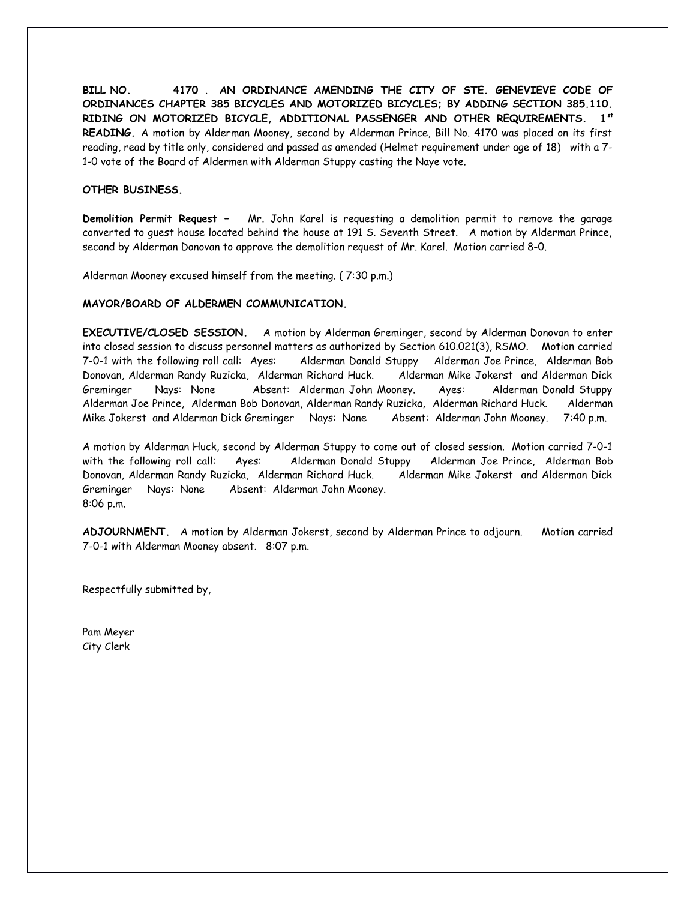**BILL NO. 4170 . AN ORDINANCE AMENDING THE CITY OF STE. GENEVIEVE CODE OF ORDINANCES CHAPTER 385 BICYCLES AND MOTORIZED BICYCLES; BY ADDING SECTION 385.110. RIDING ON MOTORIZED BICYCLE, ADDITIONAL PASSENGER AND OTHER REQUIREMENTS. 1st READING.** A motion by Alderman Mooney, second by Alderman Prince, Bill No. 4170 was placed on its first reading, read by title only, considered and passed as amended (Helmet requirement under age of 18) with a 7-1-0 vote of the Board of Aldermen with Alderman Stuppy casting the Naye vote.

**OTHER BUSINESS.**

**Demolition Permit Request –** Mr. John Karel is requesting a demolition permit to remove the garage converted to guest house located behind the house at 191 S. Seventh Street. A motion by Alderman Prince, second by Alderman Donovan to approve the demolition request of Mr. Karel. Motion carried 8-0.

Alderman Mooney excused himself from the meeting. ( 7:30 p.m.)

**MAYOR/BOARD OF ALDERMEN COMMUNICATION.**

**EXECUTIVE/CLOSED SESSION.** A motion by Alderman Greminger, second by Alderman Donovan to enter into closed session to discuss personnel matters as authorized by Section 610.021(3), RSMO. Motion carried 7-0-1 with the following roll call: Ayes: Alderman Donald Stuppy Alderman Joe Prince, Alderman Bob Donovan, Alderman Randy Ruzicka, Alderman Richard Huck. Alderman Mike Jokerst and Alderman Dick Greminger Nays: None Absent: Alderman John Mooney. Ayes: Alderman Donald Stuppy Alderman Joe Prince, Alderman Bob Donovan, Alderman Randy Ruzicka, Alderman Richard Huck. Alderman Mike Jokerst and Alderman Dick Greminger Nays: None Absent: Alderman John Mooney. 7:40 p.m.

A motion by Alderman Huck, second by Alderman Stuppy to come out of closed session. Motion carried 7-0-1 with the following roll call: Ayes: Alderman Donald Stuppy Alderman Joe Prince, Alderman Bob Donovan, Alderman Randy Ruzicka, Alderman Richard Huck. Alderman Mike Jokerst and Alderman Dick Greminger Nays: None Absent: Alderman John Mooney.
8:06 p.m.

**ADJOURNMENT.** A motion by Alderman Jokerst, second by Alderman Prince to adjourn. Motion carried 7-0-1 with Alderman Mooney absent. 8:07 p.m.

Respectfully submitted by,

Pam Meyer
City Clerk